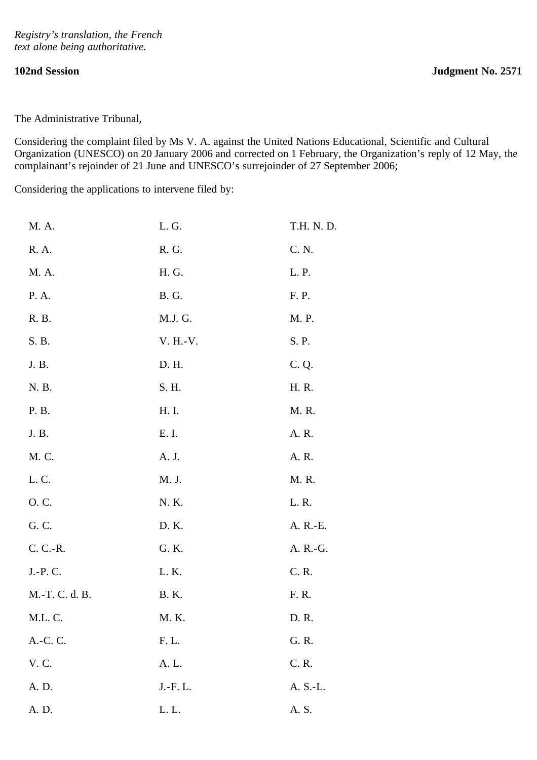*Registry's translation, the French text alone being authoritative.*

**102nd Session** **Judgment No. 2571**

The Administrative Tribunal,

Considering the complaint filed by Ms V. A. against the United Nations Educational, Scientific and Cultural Organization (UNESCO) on 20 January 2006 and corrected on 1 February, the Organization's reply of 12 May, the complainant's rejoinder of 21 June and UNESCO's surrejoinder of 27 September 2006;

Considering the applications to intervene filed by:

| | | |
|---|---|---|
| M. A. | L. G. | T.H. N. D. |
| R. A. | R. G. | C. N. |
| M. A. | H. G. | L. P. |
| P. A. | B. G. | F. P. |
| R. B. | M.J. G. | M. P. |
| S. B. | V. H.-V. | S. P. |
| J. B. | D. H. | C. Q. |
| N. B. | S. H. | H. R. |
| P. B. | H. I. | M. R. |
| J. B. | E. I. | A. R. |
| M. C. | A. J. | A. R. |
| L. C. | M. J. | M. R. |
| O. C. | N. K. | L. R. |
| G. C. | D. K. | A. R.-E. |
| C. C.-R. | G. K. | A. R.-G. |
| J.-P. C. | L. K. | C. R. |
| M.-T. C. d. B. | B. K. | F. R. |
| M.L. C. | M. K. | D. R. |
| A.-C. C. | F. L. | G. R. |
| V. C. | A. L. | C. R. |
| A. D. | J.-F. L. | A. S.-L. |
| A. D. | L. L. | A. S. |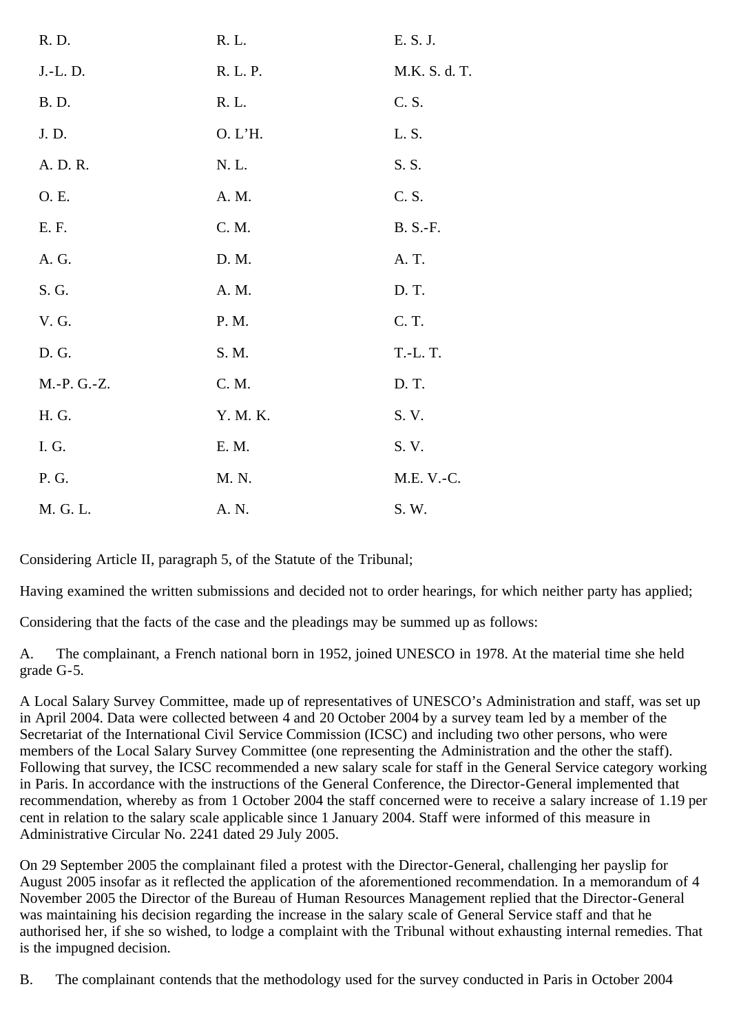| | | |
|---|---|---|
| R. D. | R. L. | E. S. J. |
| J.-L. D. | R. L. P. | M.K. S. d. T. |
| B. D. | R. L. | C. S. |
| J. D. | O. L'H. | L. S. |
| A. D. R. | N. L. | S. S. |
| O. E. | A. M. | C. S. |
| E. F. | C. M. | B. S.-F. |
| A. G. | D. M. | A. T. |
| S. G. | A. M. | D. T. |
| V. G. | P. M. | C. T. |
| D. G. | S. M. | T.-L. T. |
| M.-P. G.-Z. | C. M. | D. T. |
| H. G. | Y. M. K. | S. V. |
| I. G. | E. M. | S. V. |
| P. G. | M. N. | M.E. V.-C. |
| M. G. L. | A. N. | S. W. |

Considering Article II, paragraph 5, of the Statute of the Tribunal;

Having examined the written submissions and decided not to order hearings, for which neither party has applied;

Considering that the facts of the case and the pleadings may be summed up as follows:

A. The complainant, a French national born in 1952, joined UNESCO in 1978. At the material time she held grade G-5.

A Local Salary Survey Committee, made up of representatives of UNESCO's Administration and staff, was set up in April 2004. Data were collected between 4 and 20 October 2004 by a survey team led by a member of the Secretariat of the International Civil Service Commission (ICSC) and including two other persons, who were members of the Local Salary Survey Committee (one representing the Administration and the other the staff). Following that survey, the ICSC recommended a new salary scale for staff in the General Service category working in Paris. In accordance with the instructions of the General Conference, the Director-General implemented that recommendation, whereby as from 1 October 2004 the staff concerned were to receive a salary increase of 1.19 per cent in relation to the salary scale applicable since 1 January 2004. Staff were informed of this measure in Administrative Circular No. 2241 dated 29 July 2005.

On 29 September 2005 the complainant filed a protest with the Director-General, challenging her payslip for August 2005 insofar as it reflected the application of the aforementioned recommendation. In a memorandum of 4 November 2005 the Director of the Bureau of Human Resources Management replied that the Director-General was maintaining his decision regarding the increase in the salary scale of General Service staff and that he authorised her, if she so wished, to lodge a complaint with the Tribunal without exhausting internal remedies. That is the impugned decision.

B. The complainant contends that the methodology used for the survey conducted in Paris in October 2004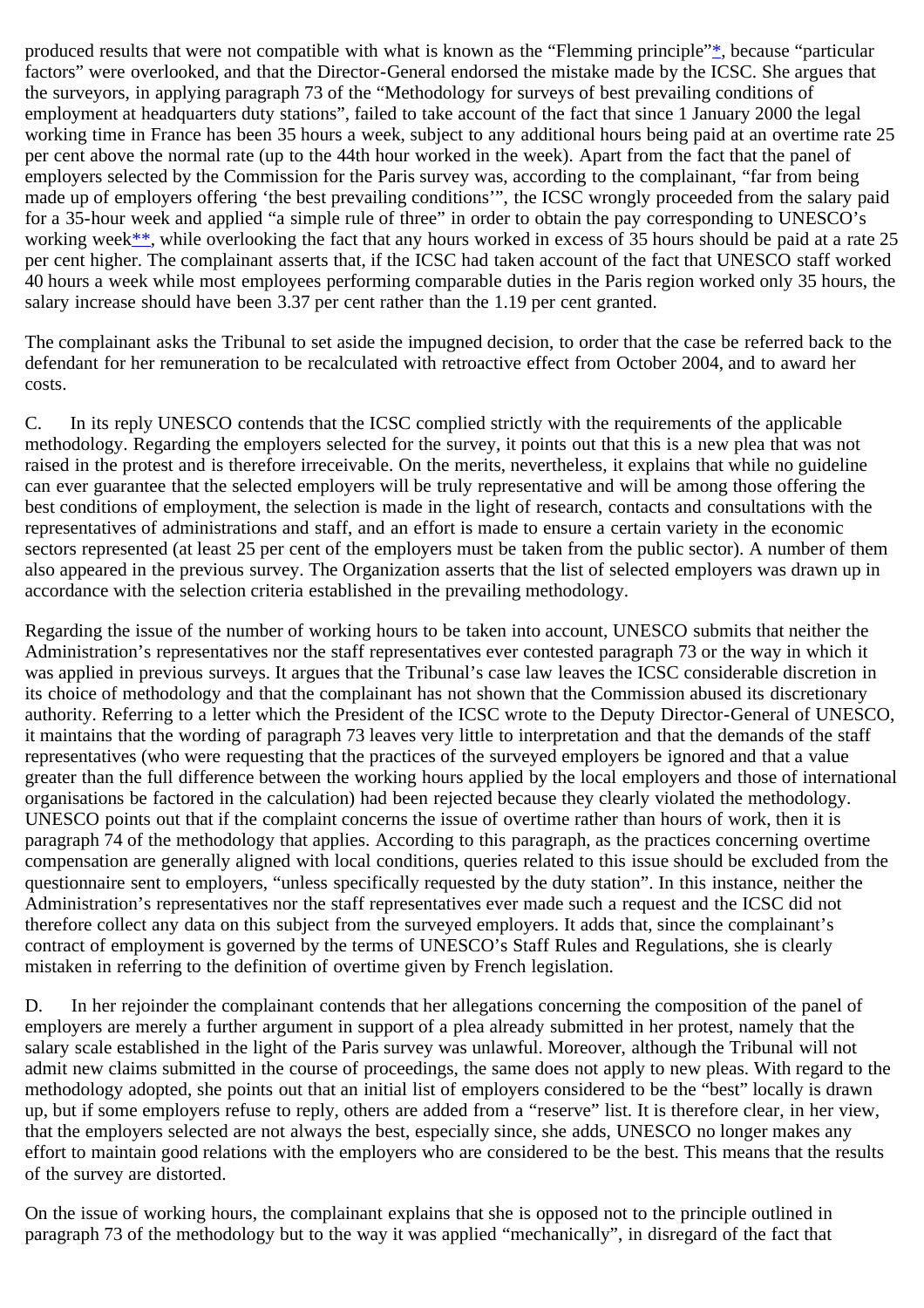produced results that were not compatible with what is known as the "Flemming principle"*, because "particular factors" were overlooked, and that the Director-General endorsed the mistake made by the ICSC. She argues that the surveyors, in applying paragraph 73 of the "Methodology for surveys of best prevailing conditions of employment at headquarters duty stations", failed to take account of the fact that since 1 January 2000 the legal working time in France has been 35 hours a week, subject to any additional hours being paid at an overtime rate 25 per cent above the normal rate (up to the 44th hour worked in the week). Apart from the fact that the panel of employers selected by the Commission for the Paris survey was, according to the complainant, "far from being made up of employers offering 'the best prevailing conditions'", the ICSC wrongly proceeded from the salary paid for a 35-hour week and applied "a simple rule of three" in order to obtain the pay corresponding to UNESCO's working week**, while overlooking the fact that any hours worked in excess of 35 hours should be paid at a rate 25 per cent higher. The complainant asserts that, if the ICSC had taken account of the fact that UNESCO staff worked 40 hours a week while most employees performing comparable duties in the Paris region worked only 35 hours, the salary increase should have been 3.37 per cent rather than the 1.19 per cent granted.

The complainant asks the Tribunal to set aside the impugned decision, to order that the case be referred back to the defendant for her remuneration to be recalculated with retroactive effect from October 2004, and to award her costs.

C. In its reply UNESCO contends that the ICSC complied strictly with the requirements of the applicable methodology. Regarding the employers selected for the survey, it points out that this is a new plea that was not raised in the protest and is therefore irreceivable. On the merits, nevertheless, it explains that while no guideline can ever guarantee that the selected employers will be truly representative and will be among those offering the best conditions of employment, the selection is made in the light of research, contacts and consultations with the representatives of administrations and staff, and an effort is made to ensure a certain variety in the economic sectors represented (at least 25 per cent of the employers must be taken from the public sector). A number of them also appeared in the previous survey. The Organization asserts that the list of selected employers was drawn up in accordance with the selection criteria established in the prevailing methodology.

Regarding the issue of the number of working hours to be taken into account, UNESCO submits that neither the Administration's representatives nor the staff representatives ever contested paragraph 73 or the way in which it was applied in previous surveys. It argues that the Tribunal's case law leaves the ICSC considerable discretion in its choice of methodology and that the complainant has not shown that the Commission abused its discretionary authority. Referring to a letter which the President of the ICSC wrote to the Deputy Director-General of UNESCO, it maintains that the wording of paragraph 73 leaves very little to interpretation and that the demands of the staff representatives (who were requesting that the practices of the surveyed employers be ignored and that a value greater than the full difference between the working hours applied by the local employers and those of international organisations be factored in the calculation) had been rejected because they clearly violated the methodology. UNESCO points out that if the complaint concerns the issue of overtime rather than hours of work, then it is paragraph 74 of the methodology that applies. According to this paragraph, as the practices concerning overtime compensation are generally aligned with local conditions, queries related to this issue should be excluded from the questionnaire sent to employers, "unless specifically requested by the duty station". In this instance, neither the Administration's representatives nor the staff representatives ever made such a request and the ICSC did not therefore collect any data on this subject from the surveyed employers. It adds that, since the complainant's contract of employment is governed by the terms of UNESCO's Staff Rules and Regulations, she is clearly mistaken in referring to the definition of overtime given by French legislation.

D. In her rejoinder the complainant contends that her allegations concerning the composition of the panel of employers are merely a further argument in support of a plea already submitted in her protest, namely that the salary scale established in the light of the Paris survey was unlawful. Moreover, although the Tribunal will not admit new claims submitted in the course of proceedings, the same does not apply to new pleas. With regard to the methodology adopted, she points out that an initial list of employers considered to be the "best" locally is drawn up, but if some employers refuse to reply, others are added from a "reserve" list. It is therefore clear, in her view, that the employers selected are not always the best, especially since, she adds, UNESCO no longer makes any effort to maintain good relations with the employers who are considered to be the best. This means that the results of the survey are distorted.

On the issue of working hours, the complainant explains that she is opposed not to the principle outlined in paragraph 73 of the methodology but to the way it was applied "mechanically", in disregard of the fact that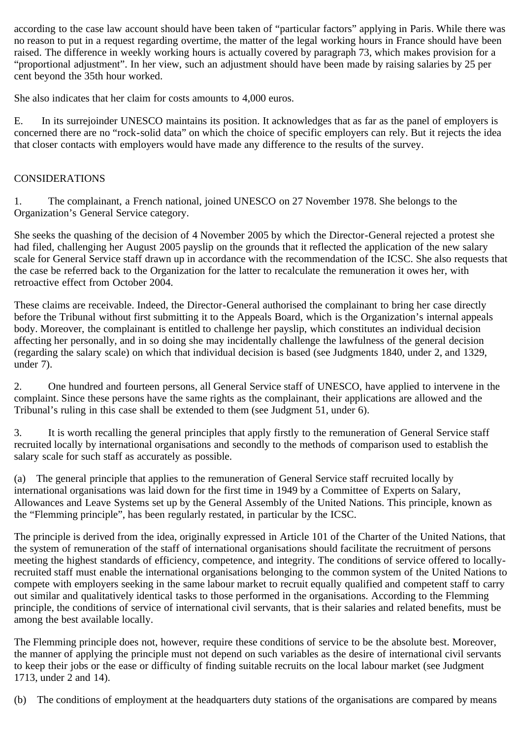according to the case law account should have been taken of "particular factors" applying in Paris. While there was no reason to put in a request regarding overtime, the matter of the legal working hours in France should have been raised. The difference in weekly working hours is actually covered by paragraph 73, which makes provision for a "proportional adjustment". In her view, such an adjustment should have been made by raising salaries by 25 per cent beyond the 35th hour worked.

She also indicates that her claim for costs amounts to 4,000 euros.

E. In its surrejoinder UNESCO maintains its position. It acknowledges that as far as the panel of employers is concerned there are no "rock-solid data" on which the choice of specific employers can rely. But it rejects the idea that closer contacts with employers would have made any difference to the results of the survey.

CONSIDERATIONS

1. The complainant, a French national, joined UNESCO on 27 November 1978. She belongs to the Organization's General Service category.

She seeks the quashing of the decision of 4 November 2005 by which the Director-General rejected a protest she had filed, challenging her August 2005 payslip on the grounds that it reflected the application of the new salary scale for General Service staff drawn up in accordance with the recommendation of the ICSC. She also requests that the case be referred back to the Organization for the latter to recalculate the remuneration it owes her, with retroactive effect from October 2004.

These claims are receivable. Indeed, the Director-General authorised the complainant to bring her case directly before the Tribunal without first submitting it to the Appeals Board, which is the Organization's internal appeals body. Moreover, the complainant is entitled to challenge her payslip, which constitutes an individual decision affecting her personally, and in so doing she may incidentally challenge the lawfulness of the general decision (regarding the salary scale) on which that individual decision is based (see Judgments 1840, under 2, and 1329, under 7).

2. One hundred and fourteen persons, all General Service staff of UNESCO, have applied to intervene in the complaint. Since these persons have the same rights as the complainant, their applications are allowed and the Tribunal's ruling in this case shall be extended to them (see Judgment 51, under 6).

3. It is worth recalling the general principles that apply firstly to the remuneration of General Service staff recruited locally by international organisations and secondly to the methods of comparison used to establish the salary scale for such staff as accurately as possible.

(a) The general principle that applies to the remuneration of General Service staff recruited locally by international organisations was laid down for the first time in 1949 by a Committee of Experts on Salary, Allowances and Leave Systems set up by the General Assembly of the United Nations. This principle, known as the "Flemming principle", has been regularly restated, in particular by the ICSC.

The principle is derived from the idea, originally expressed in Article 101 of the Charter of the United Nations, that the system of remuneration of the staff of international organisations should facilitate the recruitment of persons meeting the highest standards of efficiency, competence, and integrity. The conditions of service offered to locally-recruited staff must enable the international organisations belonging to the common system of the United Nations to compete with employers seeking in the same labour market to recruit equally qualified and competent staff to carry out similar and qualitatively identical tasks to those performed in the organisations. According to the Flemming principle, the conditions of service of international civil servants, that is their salaries and related benefits, must be among the best available locally.

The Flemming principle does not, however, require these conditions of service to be the absolute best. Moreover, the manner of applying the principle must not depend on such variables as the desire of international civil servants to keep their jobs or the ease or difficulty of finding suitable recruits on the local labour market (see Judgment 1713, under 2 and 14).

(b) The conditions of employment at the headquarters duty stations of the organisations are compared by means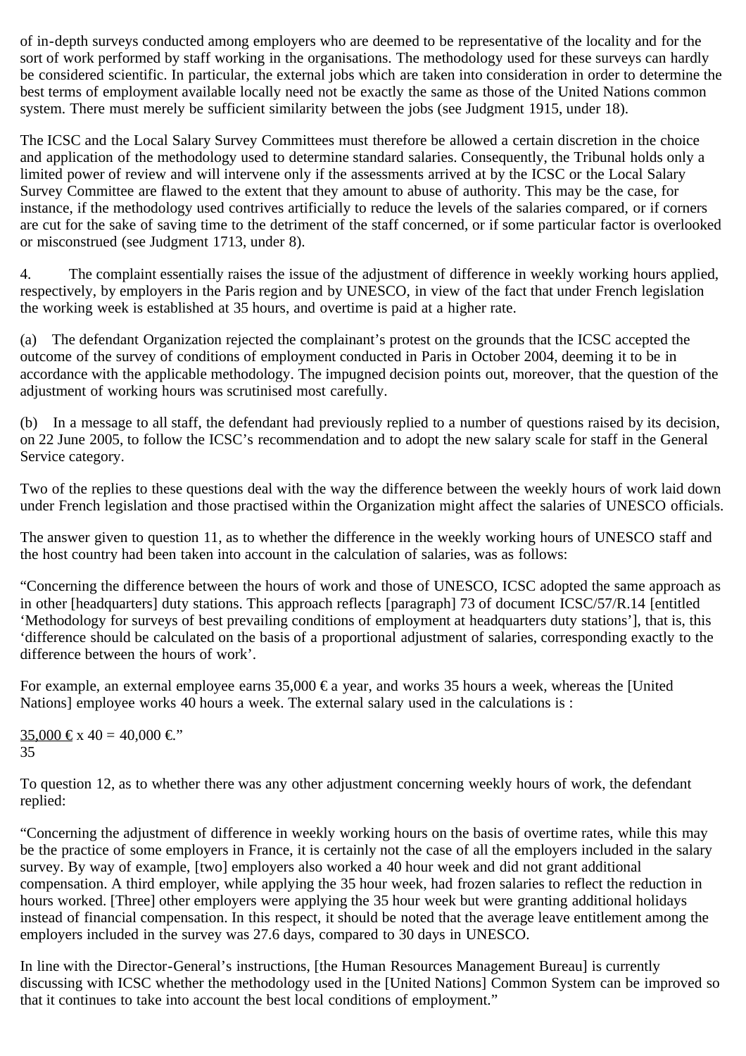of in-depth surveys conducted among employers who are deemed to be representative of the locality and for the sort of work performed by staff working in the organisations. The methodology used for these surveys can hardly be considered scientific. In particular, the external jobs which are taken into consideration in order to determine the best terms of employment available locally need not be exactly the same as those of the United Nations common system. There must merely be sufficient similarity between the jobs (see Judgment 1915, under 18).

The ICSC and the Local Salary Survey Committees must therefore be allowed a certain discretion in the choice and application of the methodology used to determine standard salaries. Consequently, the Tribunal holds only a limited power of review and will intervene only if the assessments arrived at by the ICSC or the Local Salary Survey Committee are flawed to the extent that they amount to abuse of authority. This may be the case, for instance, if the methodology used contrives artificially to reduce the levels of the salaries compared, or if corners are cut for the sake of saving time to the detriment of the staff concerned, or if some particular factor is overlooked or misconstrued (see Judgment 1713, under 8).

4. The complaint essentially raises the issue of the adjustment of difference in weekly working hours applied, respectively, by employers in the Paris region and by UNESCO, in view of the fact that under French legislation the working week is established at 35 hours, and overtime is paid at a higher rate.

(a) The defendant Organization rejected the complainant's protest on the grounds that the ICSC accepted the outcome of the survey of conditions of employment conducted in Paris in October 2004, deeming it to be in accordance with the applicable methodology. The impugned decision points out, moreover, that the question of the adjustment of working hours was scrutinised most carefully.

(b) In a message to all staff, the defendant had previously replied to a number of questions raised by its decision, on 22 June 2005, to follow the ICSC's recommendation and to adopt the new salary scale for staff in the General Service category.

Two of the replies to these questions deal with the way the difference between the weekly hours of work laid down under French legislation and those practised within the Organization might affect the salaries of UNESCO officials.

The answer given to question 11, as to whether the difference in the weekly working hours of UNESCO staff and the host country had been taken into account in the calculation of salaries, was as follows:

"Concerning the difference between the hours of work and those of UNESCO, ICSC adopted the same approach as in other [headquarters] duty stations. This approach reflects [paragraph] 73 of document ICSC/57/R.14 [entitled 'Methodology for surveys of best prevailing conditions of employment at headquarters duty stations'], that is, this 'difference should be calculated on the basis of a proportional adjustment of salaries, corresponding exactly to the difference between the hours of work'.

For example, an external employee earns 35,000 € a year, and works 35 hours a week, whereas the [United Nations] employee works 40 hours a week. The external salary used in the calculations is :

$$\frac{35{,}000\text{ €}}{35} \times 40 = 40{,}000\text{ €}.$$"

To question 12, as to whether there was any other adjustment concerning weekly hours of work, the defendant replied:

"Concerning the adjustment of difference in weekly working hours on the basis of overtime rates, while this may be the practice of some employers in France, it is certainly not the case of all the employers included in the salary survey. By way of example, [two] employers also worked a 40 hour week and did not grant additional compensation. A third employer, while applying the 35 hour week, had frozen salaries to reflect the reduction in hours worked. [Three] other employers were applying the 35 hour week but were granting additional holidays instead of financial compensation. In this respect, it should be noted that the average leave entitlement among the employers included in the survey was 27.6 days, compared to 30 days in UNESCO.

In line with the Director-General's instructions, [the Human Resources Management Bureau] is currently discussing with ICSC whether the methodology used in the [United Nations] Common System can be improved so that it continues to take into account the best local conditions of employment."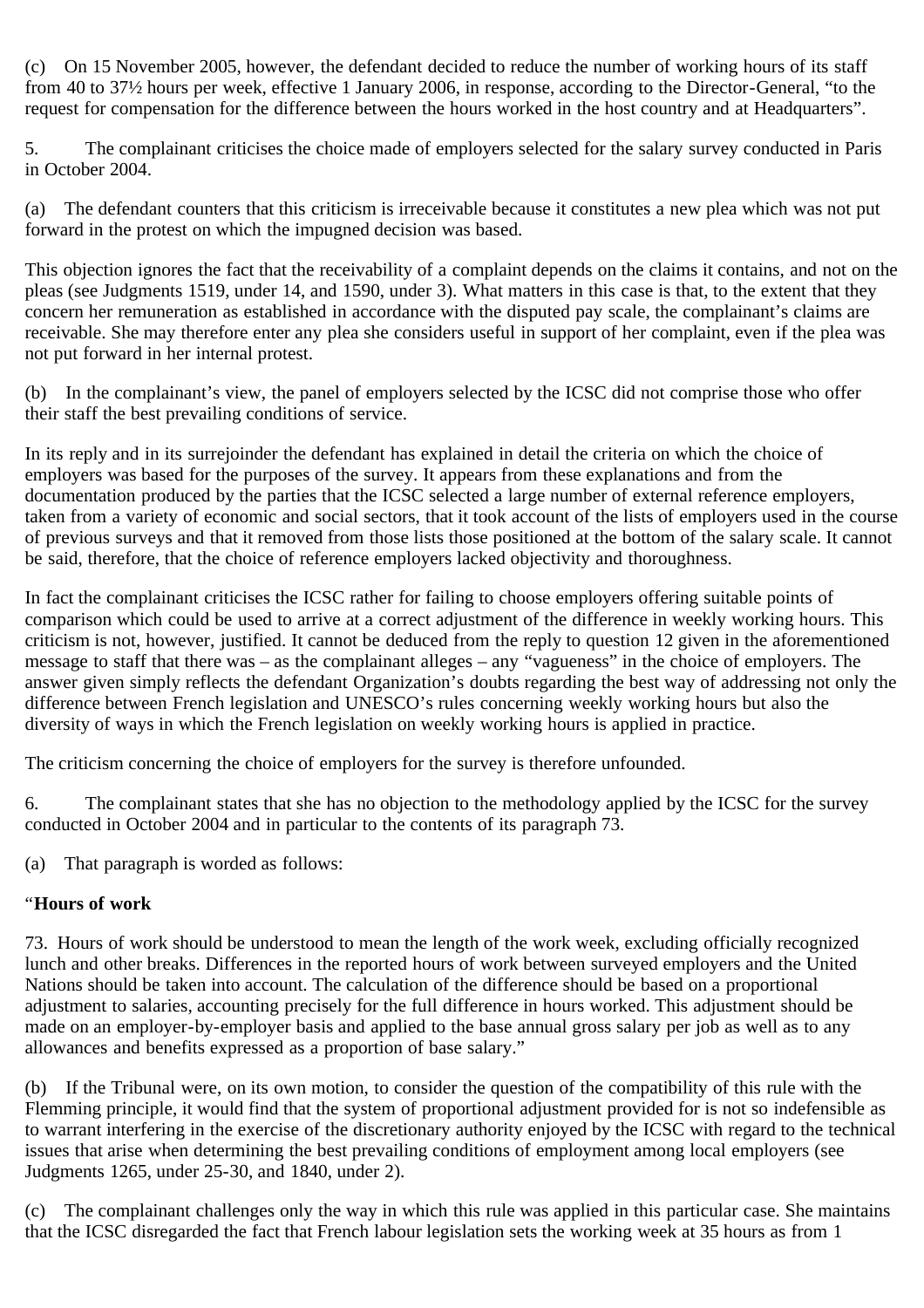(c) On 15 November 2005, however, the defendant decided to reduce the number of working hours of its staff from 40 to 37½ hours per week, effective 1 January 2006, in response, according to the Director-General, "to the request for compensation for the difference between the hours worked in the host country and at Headquarters".

5. The complainant criticises the choice made of employers selected for the salary survey conducted in Paris in October 2004.

(a) The defendant counters that this criticism is irreceivable because it constitutes a new plea which was not put forward in the protest on which the impugned decision was based.

This objection ignores the fact that the receivability of a complaint depends on the claims it contains, and not on the pleas (see Judgments 1519, under 14, and 1590, under 3). What matters in this case is that, to the extent that they concern her remuneration as established in accordance with the disputed pay scale, the complainant's claims are receivable. She may therefore enter any plea she considers useful in support of her complaint, even if the plea was not put forward in her internal protest.

(b) In the complainant's view, the panel of employers selected by the ICSC did not comprise those who offer their staff the best prevailing conditions of service.

In its reply and in its surrejoinder the defendant has explained in detail the criteria on which the choice of employers was based for the purposes of the survey. It appears from these explanations and from the documentation produced by the parties that the ICSC selected a large number of external reference employers, taken from a variety of economic and social sectors, that it took account of the lists of employers used in the course of previous surveys and that it removed from those lists those positioned at the bottom of the salary scale. It cannot be said, therefore, that the choice of reference employers lacked objectivity and thoroughness.

In fact the complainant criticises the ICSC rather for failing to choose employers offering suitable points of comparison which could be used to arrive at a correct adjustment of the difference in weekly working hours. This criticism is not, however, justified. It cannot be deduced from the reply to question 12 given in the aforementioned message to staff that there was – as the complainant alleges – any "vagueness" in the choice of employers. The answer given simply reflects the defendant Organization's doubts regarding the best way of addressing not only the difference between French legislation and UNESCO's rules concerning weekly working hours but also the diversity of ways in which the French legislation on weekly working hours is applied in practice.

The criticism concerning the choice of employers for the survey is therefore unfounded.

6. The complainant states that she has no objection to the methodology applied by the ICSC for the survey conducted in October 2004 and in particular to the contents of its paragraph 73.

(a) That paragraph is worded as follows:

"**Hours of work**

73. Hours of work should be understood to mean the length of the work week, excluding officially recognized lunch and other breaks. Differences in the reported hours of work between surveyed employers and the United Nations should be taken into account. The calculation of the difference should be based on a proportional adjustment to salaries, accounting precisely for the full difference in hours worked. This adjustment should be made on an employer-by-employer basis and applied to the base annual gross salary per job as well as to any allowances and benefits expressed as a proportion of base salary."

(b) If the Tribunal were, on its own motion, to consider the question of the compatibility of this rule with the Flemming principle, it would find that the system of proportional adjustment provided for is not so indefensible as to warrant interfering in the exercise of the discretionary authority enjoyed by the ICSC with regard to the technical issues that arise when determining the best prevailing conditions of employment among local employers (see Judgments 1265, under 25-30, and 1840, under 2).

(c) The complainant challenges only the way in which this rule was applied in this particular case. She maintains that the ICSC disregarded the fact that French labour legislation sets the working week at 35 hours as from 1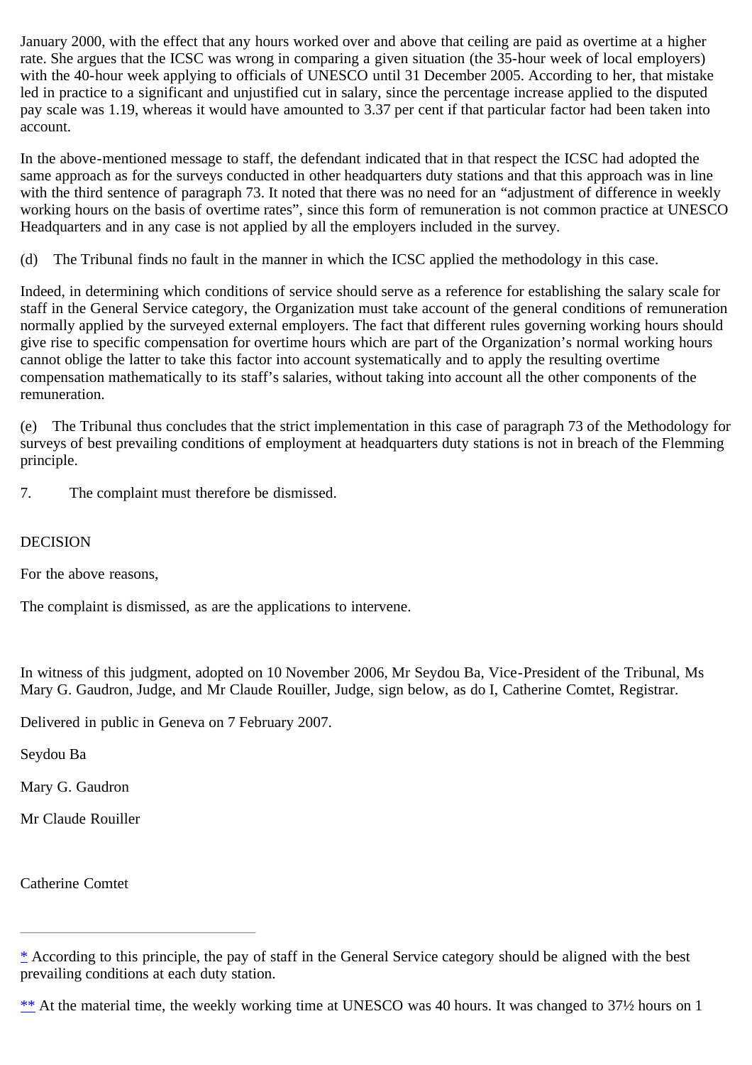January 2000, with the effect that any hours worked over and above that ceiling are paid as overtime at a higher rate. She argues that the ICSC was wrong in comparing a given situation (the 35-hour week of local employers) with the 40-hour week applying to officials of UNESCO until 31 December 2005. According to her, that mistake led in practice to a significant and unjustified cut in salary, since the percentage increase applied to the disputed pay scale was 1.19, whereas it would have amounted to 3.37 per cent if that particular factor had been taken into account.

In the above-mentioned message to staff, the defendant indicated that in that respect the ICSC had adopted the same approach as for the surveys conducted in other headquarters duty stations and that this approach was in line with the third sentence of paragraph 73. It noted that there was no need for an "adjustment of difference in weekly working hours on the basis of overtime rates", since this form of remuneration is not common practice at UNESCO Headquarters and in any case is not applied by all the employers included in the survey.

(d) The Tribunal finds no fault in the manner in which the ICSC applied the methodology in this case.

Indeed, in determining which conditions of service should serve as a reference for establishing the salary scale for staff in the General Service category, the Organization must take account of the general conditions of remuneration normally applied by the surveyed external employers. The fact that different rules governing working hours should give rise to specific compensation for overtime hours which are part of the Organization's normal working hours cannot oblige the latter to take this factor into account systematically and to apply the resulting overtime compensation mathematically to its staff's salaries, without taking into account all the other components of the remuneration.

(e) The Tribunal thus concludes that the strict implementation in this case of paragraph 73 of the Methodology for surveys of best prevailing conditions of employment at headquarters duty stations is not in breach of the Flemming principle.

7. The complaint must therefore be dismissed.

DECISION

For the above reasons,

The complaint is dismissed, as are the applications to intervene.

In witness of this judgment, adopted on 10 November 2006, Mr Seydou Ba, Vice-President of the Tribunal, Ms Mary G. Gaudron, Judge, and Mr Claude Rouiller, Judge, sign below, as do I, Catherine Comtet, Registrar.

Delivered in public in Geneva on 7 February 2007.

Seydou Ba

Mary G. Gaudron

Mr Claude Rouiller

Catherine Comtet

---

* According to this principle, the pay of staff in the General Service category should be aligned with the best prevailing conditions at each duty station.

** At the material time, the weekly working time at UNESCO was 40 hours. It was changed to 37½ hours on 1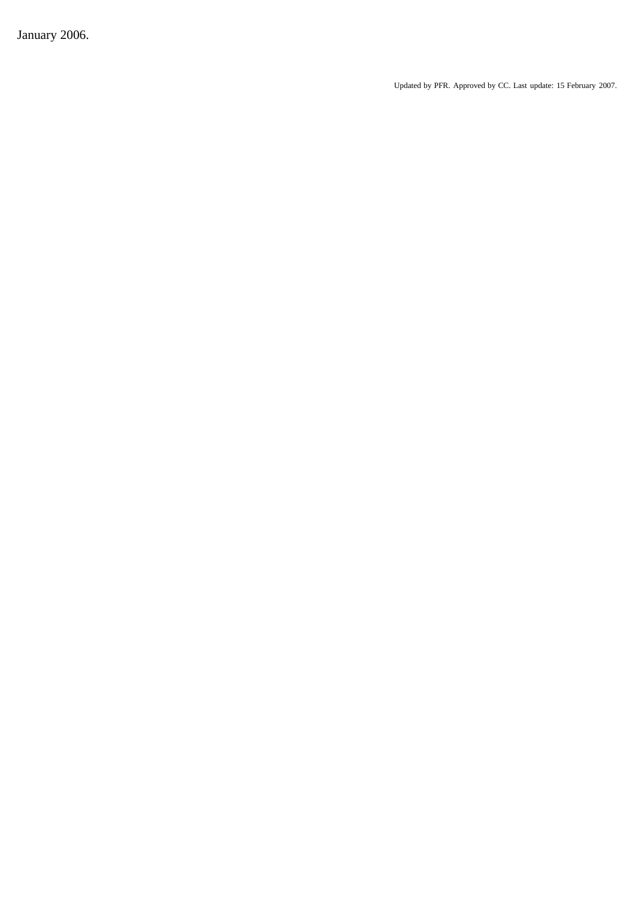January 2006.

Updated by PFR. Approved by CC. Last update: 15 February 2007.